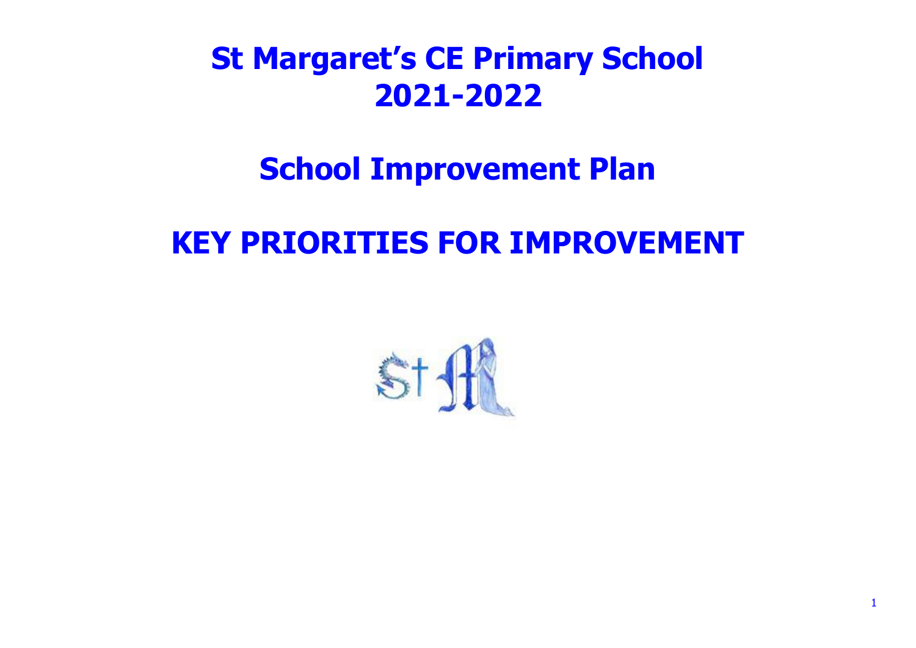# St Margaret's CE Primary School
# 2021-2022

# School Improvement Plan

# KEY PRIORITIES FOR IMPROVEMENT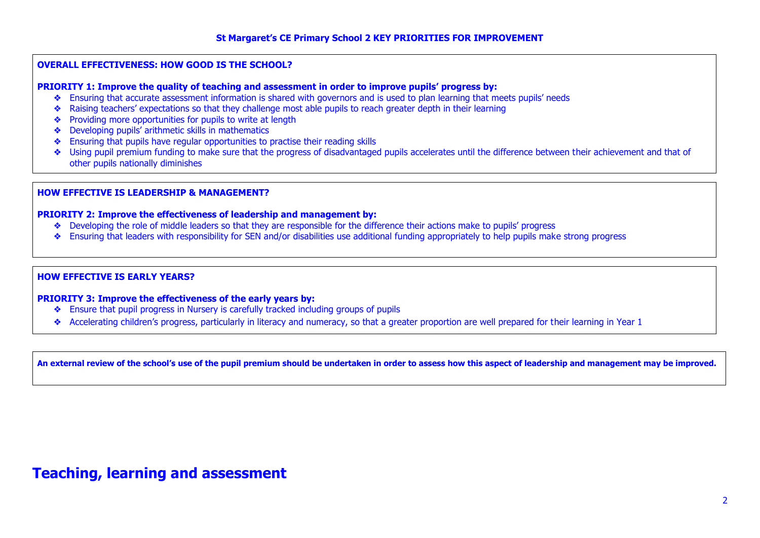## St Margaret's CE Primary School 2 KEY PRIORITIES FOR IMPROVEMENT

**OVERALL EFFECTIVENESS: HOW GOOD IS THE SCHOOL?**

**PRIORITY 1: Improve the quality of teaching and assessment in order to improve pupils' progress by:**

- Ensuring that accurate assessment information is shared with governors and is used to plan learning that meets pupils' needs
- Raising teachers' expectations so that they challenge most able pupils to reach greater depth in their learning
- Providing more opportunities for pupils to write at length
- Developing pupils' arithmetic skills in mathematics
- Ensuring that pupils have regular opportunities to practise their reading skills
- Using pupil premium funding to make sure that the progress of disadvantaged pupils accelerates until the difference between their achievement and that of other pupils nationally diminishes

**HOW EFFECTIVE IS LEADERSHIP & MANAGEMENT?**

**PRIORITY 2: Improve the effectiveness of leadership and management by:**

- Developing the role of middle leaders so that they are responsible for the difference their actions make to pupils' progress
- Ensuring that leaders with responsibility for SEN and/or disabilities use additional funding appropriately to help pupils make strong progress

**HOW EFFECTIVE IS EARLY YEARS?**

**PRIORITY 3: Improve the effectiveness of the early years by:**

- Ensure that pupil progress in Nursery is carefully tracked including groups of pupils
- Accelerating children's progress, particularly in literacy and numeracy, so that a greater proportion are well prepared for their learning in Year 1

**An external review of the school's use of the pupil premium should be undertaken in order to assess how this aspect of leadership and management may be improved.**

# Teaching, learning and assessment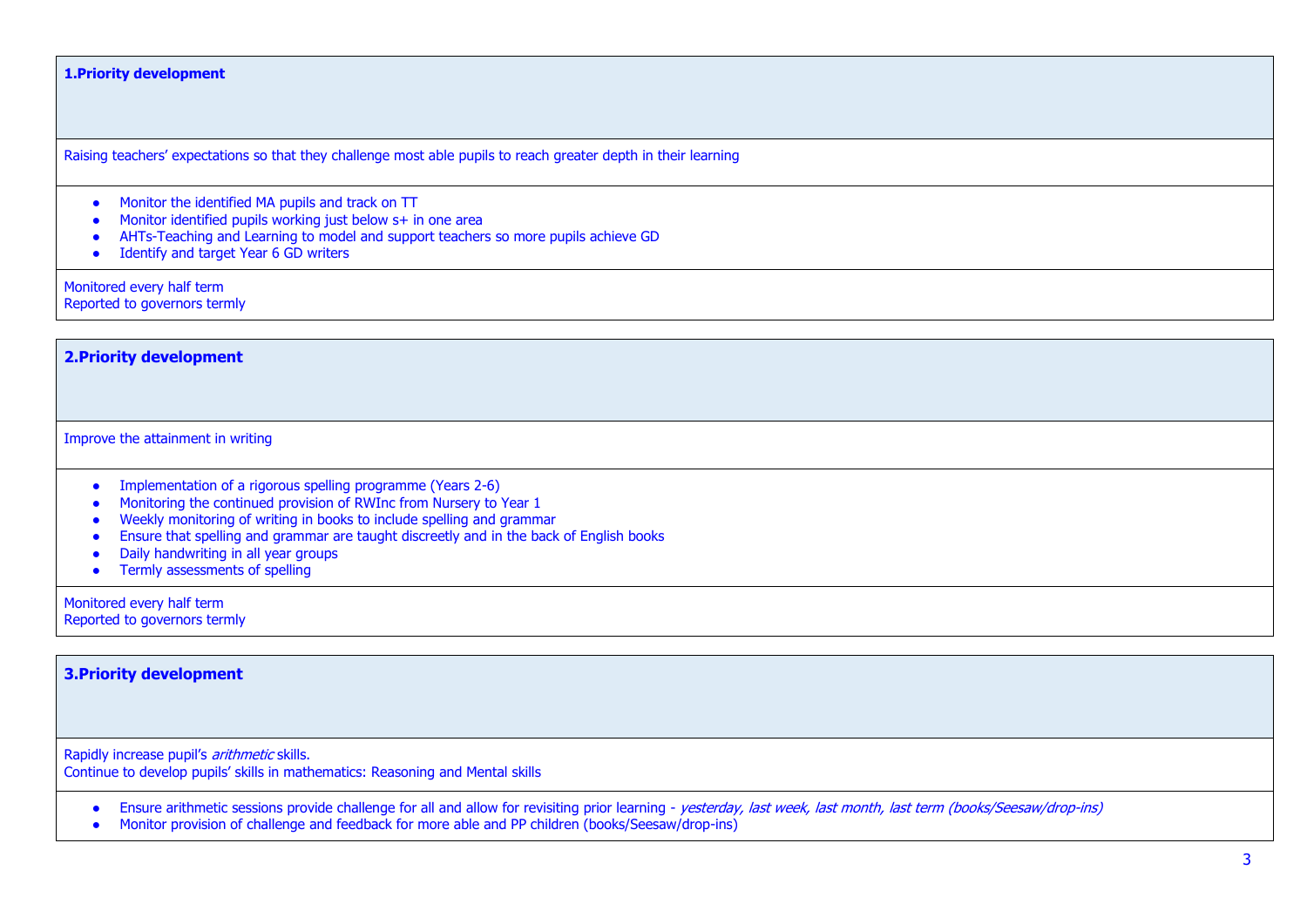### 1.Priority development

Raising teachers' expectations so that they challenge most able pupils to reach greater depth in their learning

- Monitor the identified MA pupils and track on TT
- Monitor identified pupils working just below s+ in one area
- AHTs-Teaching and Learning to model and support teachers so more pupils achieve GD
- Identify and target Year 6 GD writers

Monitored every half term
Reported to governors termly

### 2.Priority development

Improve the attainment in writing

- Implementation of a rigorous spelling programme (Years 2-6)
- Monitoring the continued provision of RWInc from Nursery to Year 1
- Weekly monitoring of writing in books to include spelling and grammar
- Ensure that spelling and grammar are taught discreetly and in the back of English books
- Daily handwriting in all year groups
- Termly assessments of spelling

Monitored every half term
Reported to governors termly

### 3.Priority development

Rapidly increase pupil's *arithmetic* skills.
Continue to develop pupils' skills in mathematics: Reasoning and Mental skills

- Ensure arithmetic sessions provide challenge for all and allow for revisiting prior learning - *yesterday, last week, last month, last term (books/Seesaw/drop-ins)*
- Monitor provision of challenge and feedback for more able and PP children (books/Seesaw/drop-ins)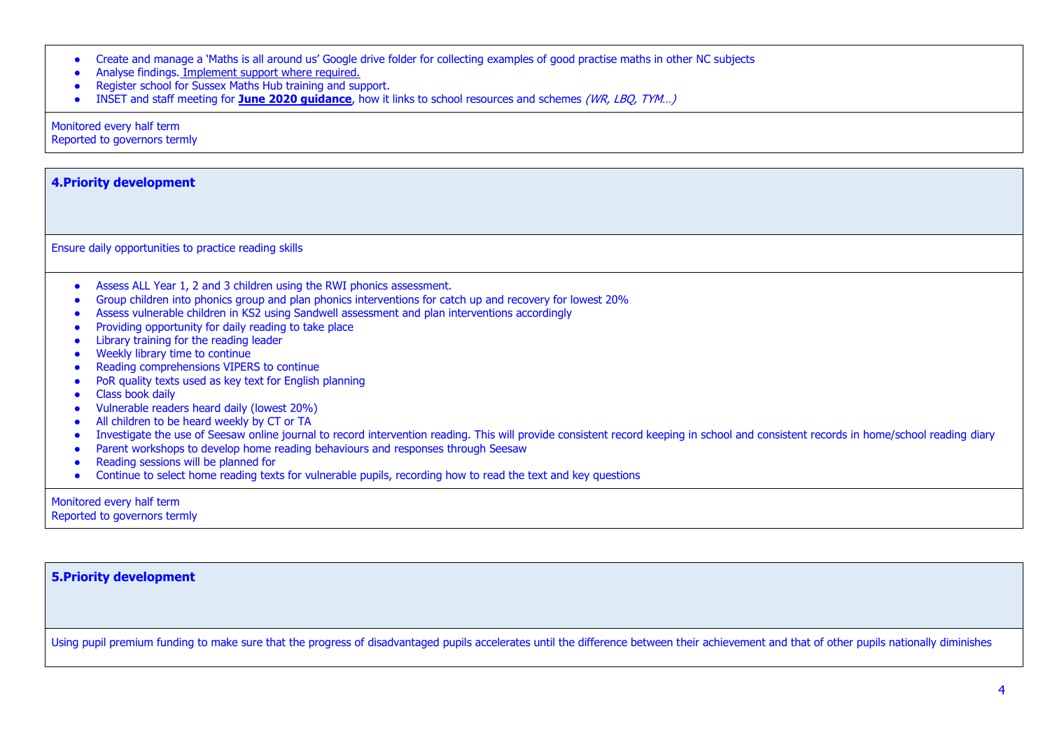- Create and manage a 'Maths is all around us' Google drive folder for collecting examples of good practise maths in other NC subjects
- Analyse findings. Implement support where required.
- Register school for Sussex Maths Hub training and support.
- INSET and staff meeting for **June 2020 guidance**, how it links to school resources and schemes *(WR, LBQ, TYM…)*

Monitored every half term
Reported to governors termly

## 4.Priority development

Ensure daily opportunities to practice reading skills

- Assess ALL Year 1, 2 and 3 children using the RWI phonics assessment.
- Group children into phonics group and plan phonics interventions for catch up and recovery for lowest 20%
- Assess vulnerable children in KS2 using Sandwell assessment and plan interventions accordingly
- Providing opportunity for daily reading to take place
- Library training for the reading leader
- Weekly library time to continue
- Reading comprehensions VIPERS to continue
- PoR quality texts used as key text for English planning
- Class book daily
- Vulnerable readers heard daily (lowest 20%)
- All children to be heard weekly by CT or TA
- Investigate the use of Seesaw online journal to record intervention reading. This will provide consistent record keeping in school and consistent records in home/school reading diary
- Parent workshops to develop home reading behaviours and responses through Seesaw
- Reading sessions will be planned for
- Continue to select home reading texts for vulnerable pupils, recording how to read the text and key questions

Monitored every half term
Reported to governors termly

## 5.Priority development

Using pupil premium funding to make sure that the progress of disadvantaged pupils accelerates until the difference between their achievement and that of other pupils nationally diminishes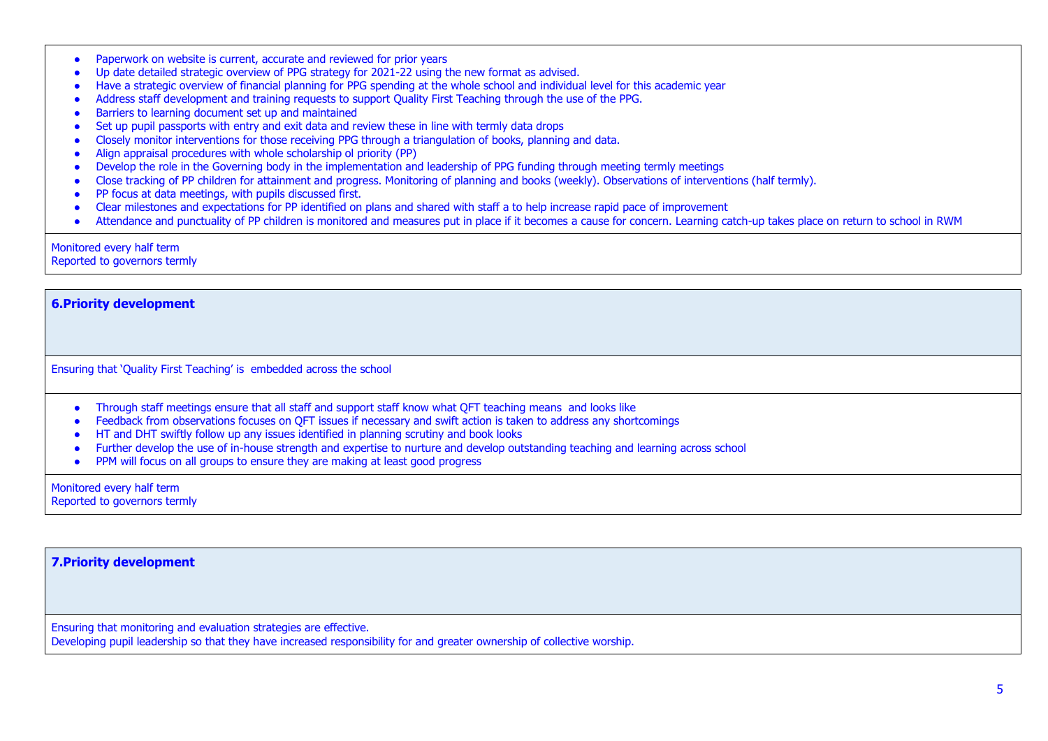- Paperwork on website is current, accurate and reviewed for prior years
- Up date detailed strategic overview of PPG strategy for 2021-22 using the new format as advised.
- Have a strategic overview of financial planning for PPG spending at the whole school and individual level for this academic year
- Address staff development and training requests to support Quality First Teaching through the use of the PPG.
- Barriers to learning document set up and maintained
- Set up pupil passports with entry and exit data and review these in line with termly data drops
- Closely monitor interventions for those receiving PPG through a triangulation of books, planning and data.
- Align appraisal procedures with whole scholarship ol priority (PP)
- Develop the role in the Governing body in the implementation and leadership of PPG funding through meeting termly meetings
- Close tracking of PP children for attainment and progress. Monitoring of planning and books (weekly). Observations of interventions (half termly).
- PP focus at data meetings, with pupils discussed first.
- Clear milestones and expectations for PP identified on plans and shared with staff a to help increase rapid pace of improvement
- Attendance and punctuality of PP children is monitored and measures put in place if it becomes a cause for concern. Learning catch-up takes place on return to school in RWM

Monitored every half term
Reported to governors termly

## 6.Priority development

Ensuring that 'Quality First Teaching' is embedded across the school

- Through staff meetings ensure that all staff and support staff know what QFT teaching means and looks like
- Feedback from observations focuses on QFT issues if necessary and swift action is taken to address any shortcomings
- HT and DHT swiftly follow up any issues identified in planning scrutiny and book looks
- Further develop the use of in-house strength and expertise to nurture and develop outstanding teaching and learning across school
- PPM will focus on all groups to ensure they are making at least good progress

Monitored every half term
Reported to governors termly

## 7.Priority development

Ensuring that monitoring and evaluation strategies are effective.
Developing pupil leadership so that they have increased responsibility for and greater ownership of collective worship.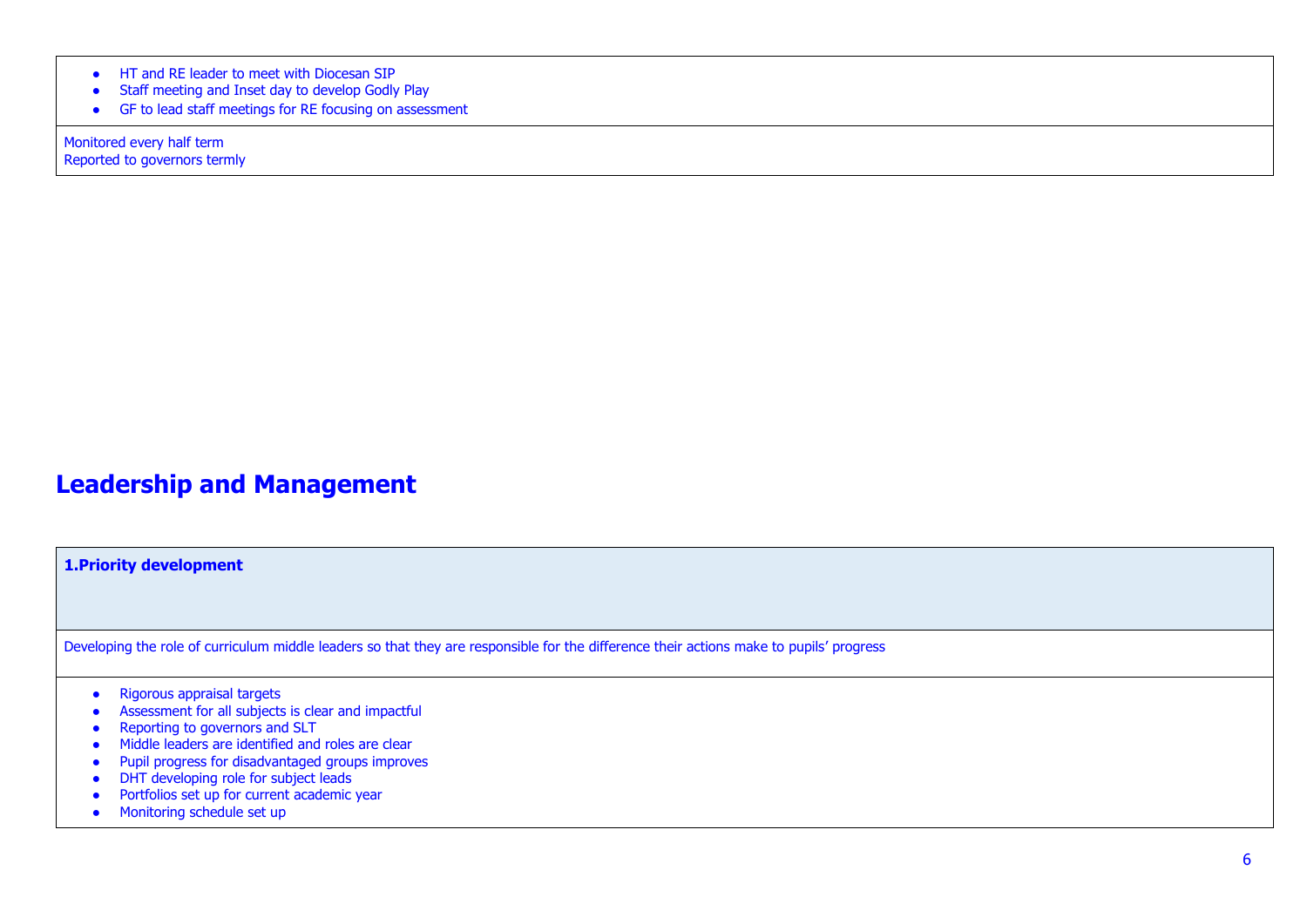- HT and RE leader to meet with Diocesan SIP
- Staff meeting and Inset day to develop Godly Play
- GF to lead staff meetings for RE focusing on assessment

Monitored every half term
Reported to governors termly

# Leadership and Management

| **1.Priority development** |
|---|
| Developing the role of curriculum middle leaders so that they are responsible for the difference their actions make to pupils' progress |
| • Rigorous appraisal targets<br>• Assessment for all subjects is clear and impactful<br>• Reporting to governors and SLT<br>• Middle leaders are identified and roles are clear<br>• Pupil progress for disadvantaged groups improves<br>• DHT developing role for subject leads<br>• Portfolios set up for current academic year<br>• Monitoring schedule set up |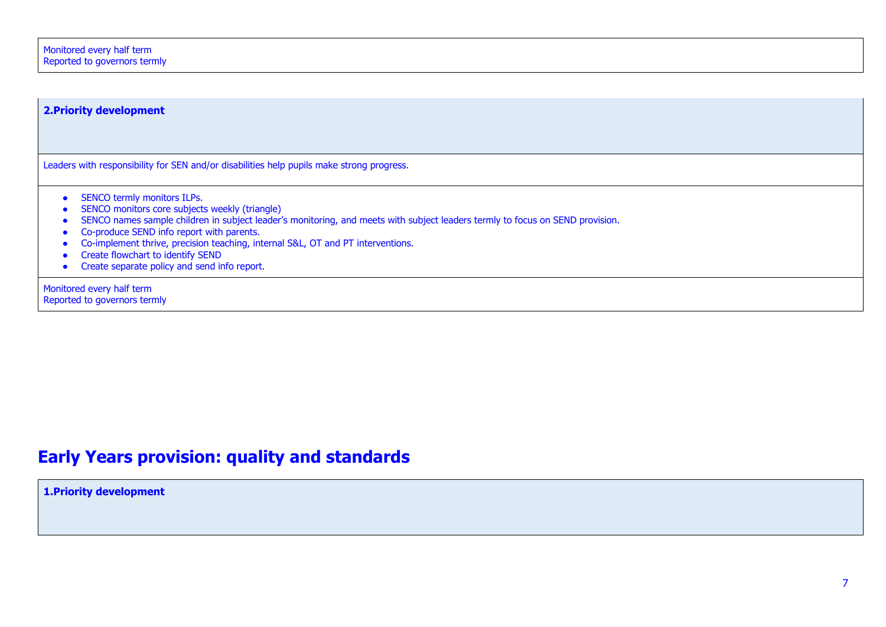Monitored every half term
Reported to governors termly

**2.Priority development**

Leaders with responsibility for SEN and/or disabilities help pupils make strong progress.

- SENCO termly monitors ILPs.
- SENCO monitors core subjects weekly (triangle)
- SENCO names sample children in subject leader's monitoring, and meets with subject leaders termly to focus on SEND provision.
- Co-produce SEND info report with parents.
- Co-implement thrive, precision teaching, internal S&L, OT and PT interventions.
- Create flowchart to identify SEND
- Create separate policy and send info report.

Monitored every half term
Reported to governors termly

# Early Years provision: quality and standards

**1.Priority development**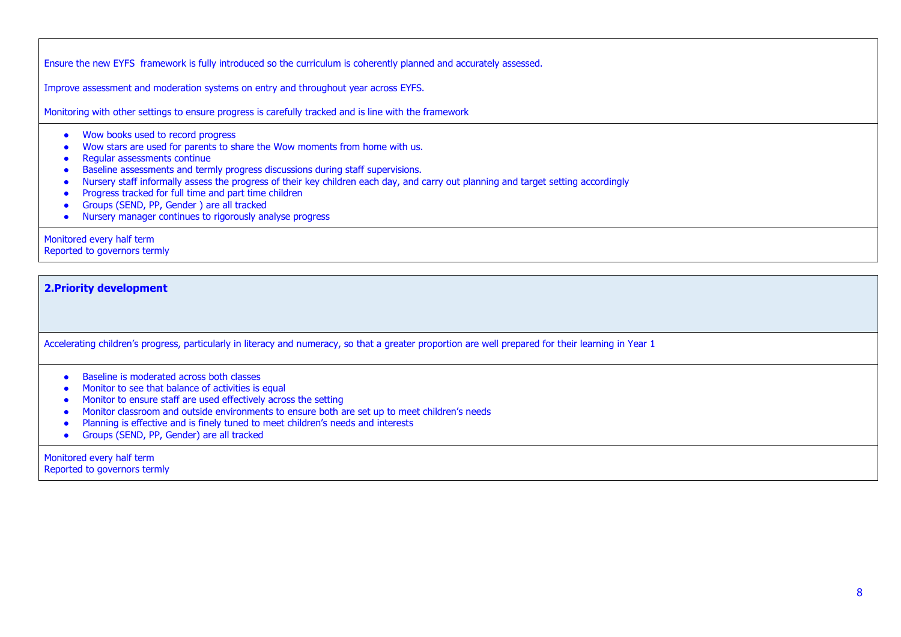Ensure the new EYFS  framework is fully introduced so the curriculum is coherently planned and accurately assessed.

Improve assessment and moderation systems on entry and throughout year across EYFS.

Monitoring with other settings to ensure progress is carefully tracked and is line with the framework

- Wow books used to record progress
- Wow stars are used for parents to share the Wow moments from home with us.
- Regular assessments continue
- Baseline assessments and termly progress discussions during staff supervisions.
- Nursery staff informally assess the progress of their key children each day, and carry out planning and target setting accordingly
- Progress tracked for full time and part time children
- Groups (SEND, PP, Gender ) are all tracked
- Nursery manager continues to rigorously analyse progress

Monitored every half term
Reported to governors termly

## 2.Priority development

Accelerating children's progress, particularly in literacy and numeracy, so that a greater proportion are well prepared for their learning in Year 1

- Baseline is moderated across both classes
- Monitor to see that balance of activities is equal
- Monitor to ensure staff are used effectively across the setting
- Monitor classroom and outside environments to ensure both are set up to meet children's needs
- Planning is effective and is finely tuned to meet children's needs and interests
- Groups (SEND, PP, Gender) are all tracked

Monitored every half term
Reported to governors termly